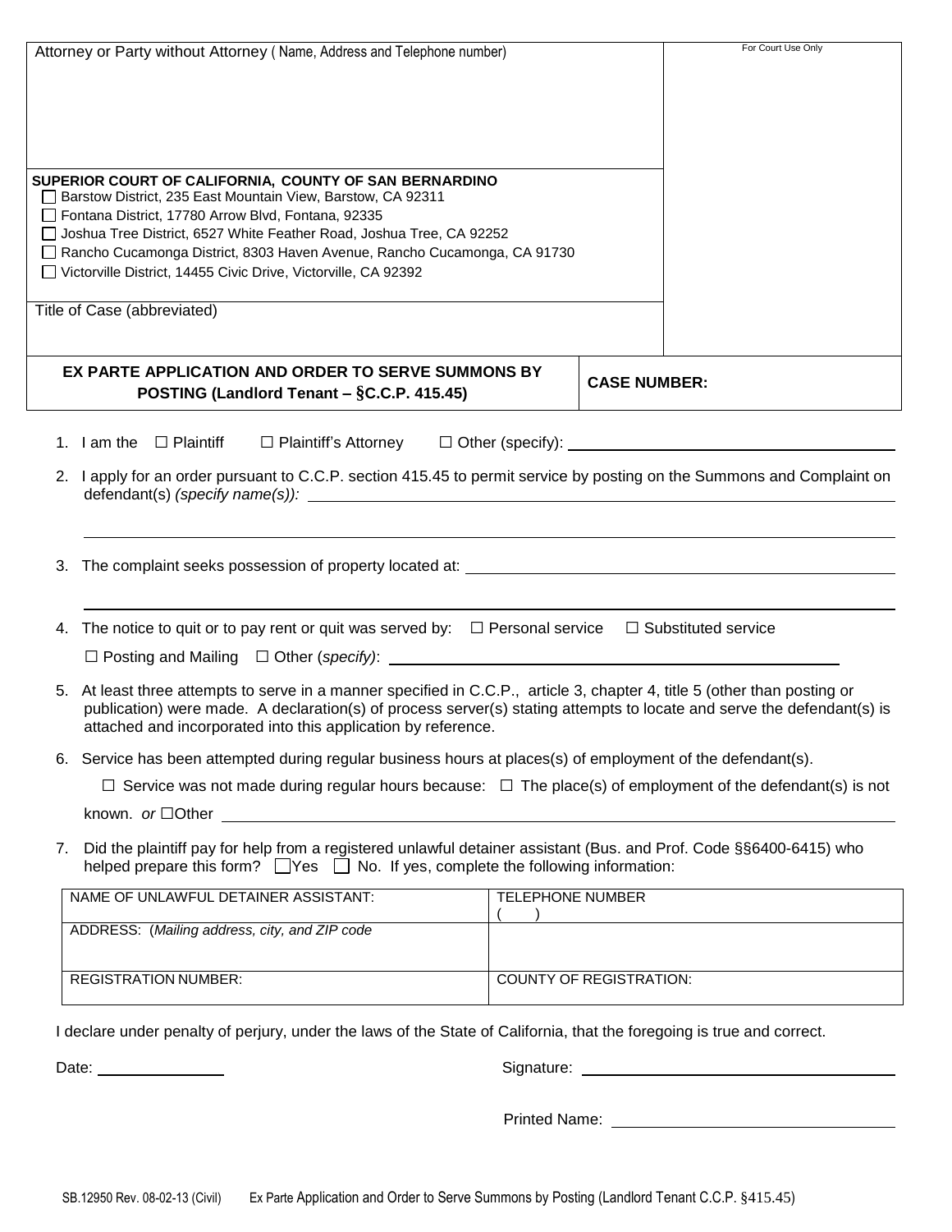| Attorney or Party without Attorney ( Name, Address and Telephone number) | For Court Use Only |
|---|---|
| | |
| **SUPERIOR COURT OF CALIFORNIA, COUNTY OF SAN BERNARDINO**<br>☐ Barstow District, 235 East Mountain View, Barstow, CA 92311<br>☐ Fontana District, 17780 Arrow Blvd, Fontana, 92335<br>☐ Joshua Tree District, 6527 White Feather Road, Joshua Tree, CA 92252<br>☐ Rancho Cucamonga District, 8303 Haven Avenue, Rancho Cucamonga, CA 91730<br>☐ Victorville District, 14455 Civic Drive, Victorville, CA 92392 | |
| Title of Case (abbreviated) | |
| **EX PARTE APPLICATION AND ORDER TO SERVE SUMMONS BY POSTING (Landlord Tenant – §C.C.P. 415.45)** | **CASE NUMBER:** |

1. I am the ☐ Plaintiff ☐ Plaintiff's Attorney ☐ Other (specify): ____________________

2. I apply for an order pursuant to C.C.P. section 415.45 to permit service by posting on the Summons and Complaint on defendant(s) *(specify name(s)):* ____________________

   ____________________

3. The complaint seeks possession of property located at: ____________________

   ____________________

4. The notice to quit or to pay rent or quit was served by: ☐ Personal service ☐ Substituted service

   ☐ Posting and Mailing ☐ Other (*specify)*: ____________________

5. At least three attempts to serve in a manner specified in C.C.P., article 3, chapter 4, title 5 (other than posting or publication) were made. A declaration(s) of process server(s) stating attempts to locate and serve the defendant(s) is attached and incorporated into this application by reference.

6. Service has been attempted during regular business hours at places(s) of employment of the defendant(s).

   ☐ Service was not made during regular hours because: ☐ The place(s) of employment of the defendant(s) is not known. *or* ☐Other ____________________

7. Did the plaintiff pay for help from a registered unlawful detainer assistant (Bus. and Prof. Code §§6400-6415) who helped prepare this form? ☐Yes ☐ No. If yes, complete the following information:

| NAME OF UNLAWFUL DETAINER ASSISTANT: | TELEPHONE NUMBER<br>( ) |
|---|---|
| ADDRESS: (*Mailing address, city, and ZIP code* | |
| REGISTRATION NUMBER: | COUNTY OF REGISTRATION: |

I declare under penalty of perjury, under the laws of the State of California, that the foregoing is true and correct.

Date: ______________ Signature: ____________________

Printed Name: ____________________

SB.12950 Rev. 08-02-13 (Civil) Ex Parte Application and Order to Serve Summons by Posting (Landlord Tenant C.C.P. §415.45)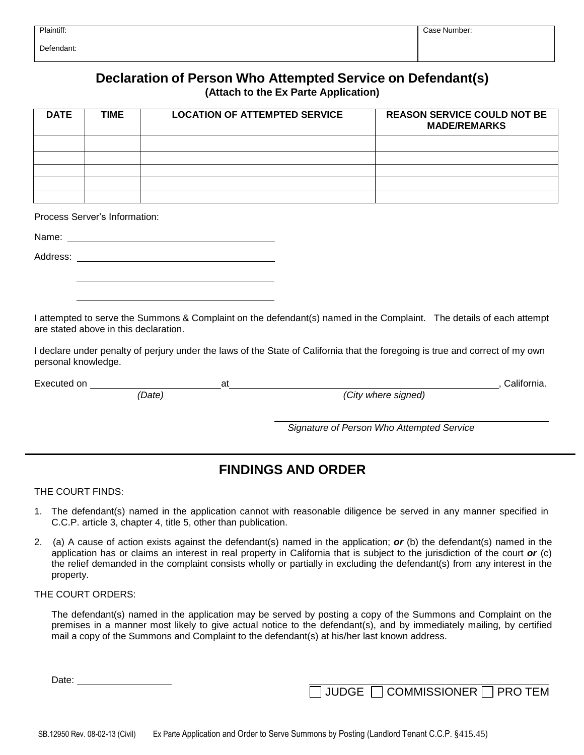| Plaintiff: | Case Number: |
|---|---|
| Defendant: | |

## Declaration of Person Who Attempted Service on Defendant(s)

**(Attach to the Ex Parte Application)**

| DATE | TIME | LOCATION OF ATTEMPTED SERVICE | REASON SERVICE COULD NOT BE MADE/REMARKS |
|---|---|---|---|
| | | | |
| | | | |
| | | | |
| | | | |
| | | | |

Process Server's Information:

Name: ______________________________

Address: ______________________________

______________________________

______________________________

I attempted to serve the Summons & Complaint on the defendant(s) named in the Complaint. The details of each attempt are stated above in this declaration.

I declare under penalty of perjury under the laws of the State of California that the foregoing is true and correct of my own personal knowledge.

Executed on ____________________ at ______________________________, California.
*(Date)* *(City where signed)*

______________________________
*Signature of Person Who Attempted Service*

---

## FINDINGS AND ORDER

THE COURT FINDS:

1. The defendant(s) named in the application cannot with reasonable diligence be served in any manner specified in C.C.P. article 3, chapter 4, title 5, other than publication.

2. (a) A cause of action exists against the defendant(s) named in the application; ***or*** (b) the defendant(s) named in the application has or claims an interest in real property in California that is subject to the jurisdiction of the court ***or*** (c) the relief demanded in the complaint consists wholly or partially in excluding the defendant(s) from any interest in the property.

THE COURT ORDERS:

The defendant(s) named in the application may be served by posting a copy of the Summons and Complaint on the premises in a manner most likely to give actual notice to the defendant(s), and by immediately mailing, by certified mail a copy of the Summons and Complaint to the defendant(s) at his/her last known address.

Date: ____________________

______________________________
☐ JUDGE ☐ COMMISSIONER ☐ PRO TEM

SB.12950 Rev. 08-02-13 (Civil) Ex Parte Application and Order to Serve Summons by Posting (Landlord Tenant C.C.P. §415.45)